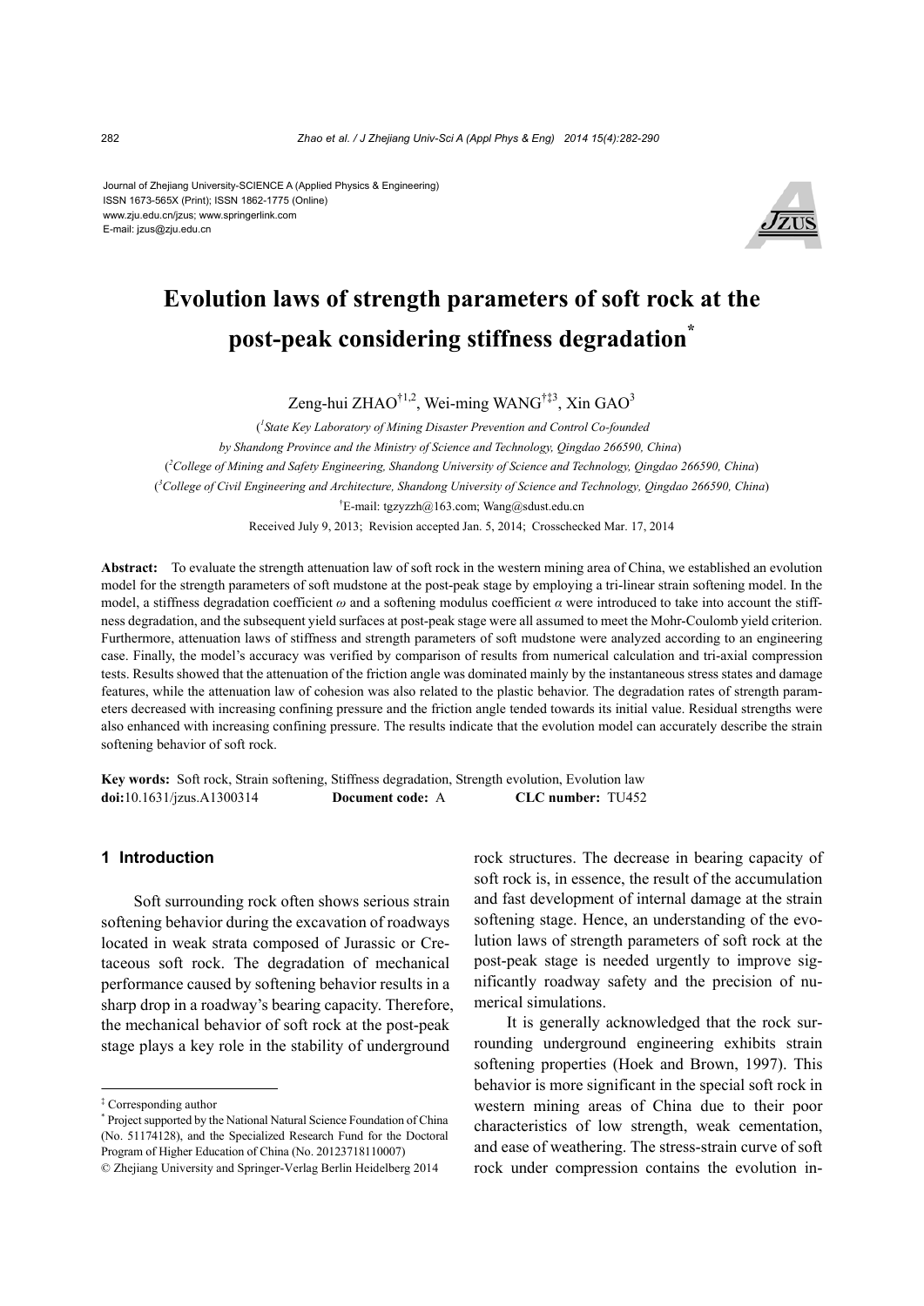Journal of Zhejiang University-SCIENCE A (Applied Physics & Engineering)
ISSN 1673-565X (Print); ISSN 1862-1775 (Online)
www.zju.edu.cn/jzus; www.springerlink.com
E-mail: jzus@zju.edu.cn

# Evolution laws of strength parameters of soft rock at the post-peak considering stiffness degradation[*]

Zeng-hui ZHAO[†1,2], Wei-ming WANG[†‡3], Xin GAO[3]

([1]State Key Laboratory of Mining Disaster Prevention and Control Co-founded by Shandong Province and the Ministry of Science and Technology, Qingdao 266590, China)

([2]College of Mining and Safety Engineering, Shandong University of Science and Technology, Qingdao 266590, China)

([3]College of Civil Engineering and Architecture, Shandong University of Science and Technology, Qingdao 266590, China)

[†]E-mail: tgzyzzh@163.com; Wang@sdust.edu.cn

Received July 9, 2013; Revision accepted Jan. 5, 2014; Crosschecked Mar. 17, 2014

**Abstract:** To evaluate the strength attenuation law of soft rock in the western mining area of China, we established an evolution model for the strength parameters of soft mudstone at the post-peak stage by employing a tri-linear strain softening model. In the model, a stiffness degradation coefficient $\omega$ and a softening modulus coefficient $\alpha$ were introduced to take into account the stiffness degradation, and the subsequent yield surfaces at post-peak stage were all assumed to meet the Mohr-Coulomb yield criterion. Furthermore, attenuation laws of stiffness and strength parameters of soft mudstone were analyzed according to an engineering case. Finally, the model's accuracy was verified by comparison of results from numerical calculation and tri-axial compression tests. Results showed that the attenuation of the friction angle was dominated mainly by the instantaneous stress states and damage features, while the attenuation law of cohesion was also related to the plastic behavior. The degradation rates of strength parameters decreased with increasing confining pressure and the friction angle tended towards its initial value. Residual strengths were also enhanced with increasing confining pressure. The results indicate that the evolution model can accurately describe the strain softening behavior of soft rock.

**Key words:** Soft rock, Strain softening, Stiffness degradation, Strength evolution, Evolution law
**doi:**10.1631/jzus.A1300314 **Document code:** A **CLC number:** TU452

## 1 Introduction

Soft surrounding rock often shows serious strain softening behavior during the excavation of roadways located in weak strata composed of Jurassic or Cretaceous soft rock. The degradation of mechanical performance caused by softening behavior results in a sharp drop in a roadway's bearing capacity. Therefore, the mechanical behavior of soft rock at the post-peak stage plays a key role in the stability of underground rock structures. The decrease in bearing capacity of soft rock is, in essence, the result of the accumulation and fast development of internal damage at the strain softening stage. Hence, an understanding of the evolution laws of strength parameters of soft rock at the post-peak stage is needed urgently to improve significantly roadway safety and the precision of numerical simulations.

It is generally acknowledged that the rock surrounding underground engineering exhibits strain softening properties (Hoek and Brown, 1997). This behavior is more significant in the special soft rock in western mining areas of China due to their poor characteristics of low strength, weak cementation, and ease of weathering. The stress-strain curve of soft rock under compression contains the evolution in-

---

[‡] Corresponding author

[*] Project supported by the National Natural Science Foundation of China (No. 51174128), and the Specialized Research Fund for the Doctoral Program of Higher Education of China (No. 20123718110007)

© Zhejiang University and Springer-Verlag Berlin Heidelberg 2014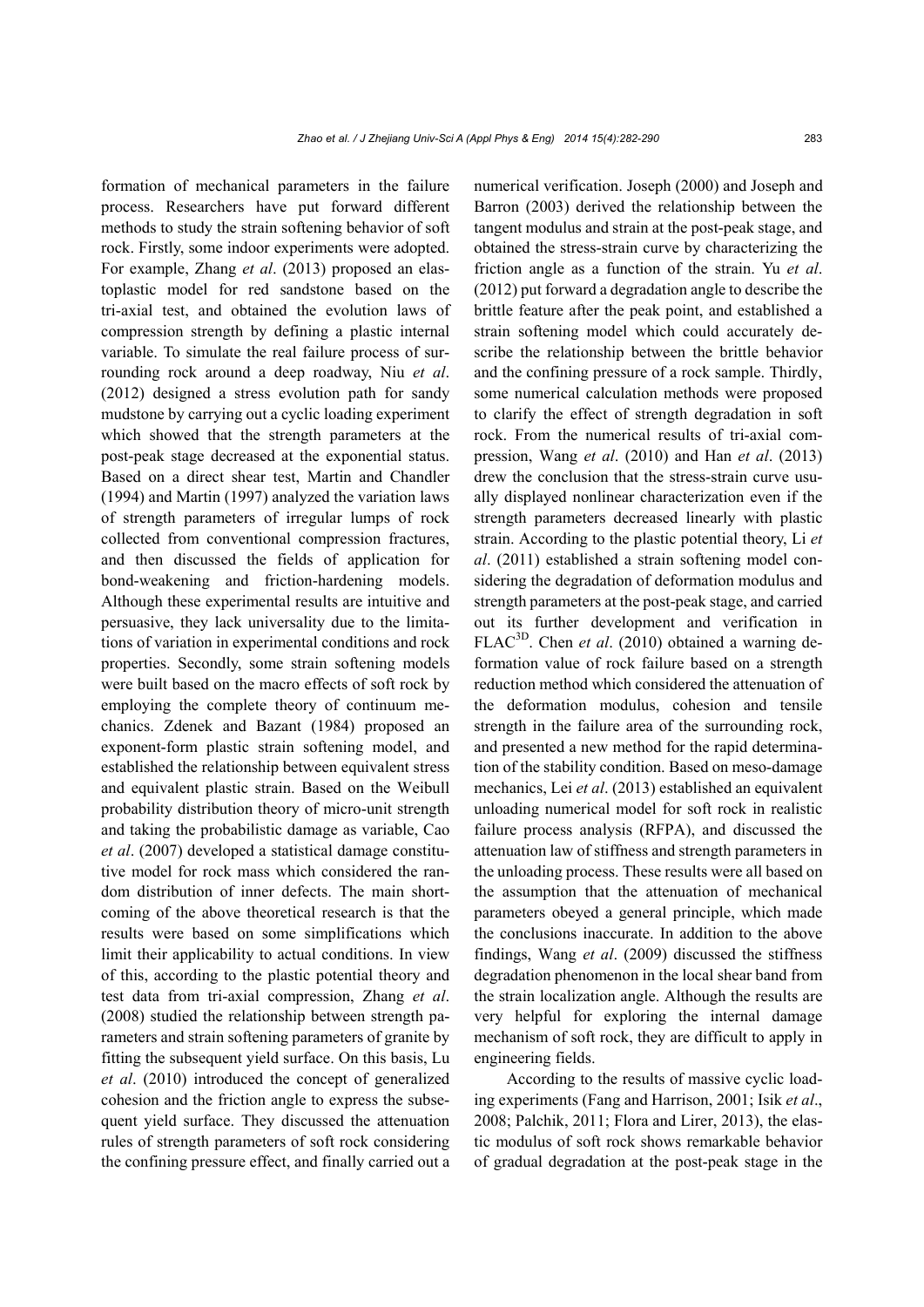formation of mechanical parameters in the failure process. Researchers have put forward different methods to study the strain softening behavior of soft rock. Firstly, some indoor experiments were adopted. For example, Zhang *et al*. (2013) proposed an elastoplastic model for red sandstone based on the tri-axial test, and obtained the evolution laws of compression strength by defining a plastic internal variable. To simulate the real failure process of surrounding rock around a deep roadway, Niu *et al*. (2012) designed a stress evolution path for sandy mudstone by carrying out a cyclic loading experiment which showed that the strength parameters at the post-peak stage decreased at the exponential status. Based on a direct shear test, Martin and Chandler (1994) and Martin (1997) analyzed the variation laws of strength parameters of irregular lumps of rock collected from conventional compression fractures, and then discussed the fields of application for bond-weakening and friction-hardening models. Although these experimental results are intuitive and persuasive, they lack universality due to the limitations of variation in experimental conditions and rock properties. Secondly, some strain softening models were built based on the macro effects of soft rock by employing the complete theory of continuum mechanics. Zdenek and Bazant (1984) proposed an exponent-form plastic strain softening model, and established the relationship between equivalent stress and equivalent plastic strain. Based on the Weibull probability distribution theory of micro-unit strength and taking the probabilistic damage as variable, Cao *et al*. (2007) developed a statistical damage constitutive model for rock mass which considered the random distribution of inner defects. The main shortcoming of the above theoretical research is that the results were based on some simplifications which limit their applicability to actual conditions. In view of this, according to the plastic potential theory and test data from tri-axial compression, Zhang *et al*. (2008) studied the relationship between strength parameters and strain softening parameters of granite by fitting the subsequent yield surface. On this basis, Lu *et al*. (2010) introduced the concept of generalized cohesion and the friction angle to express the subsequent yield surface. They discussed the attenuation rules of strength parameters of soft rock considering the confining pressure effect, and finally carried out a numerical verification. Joseph (2000) and Joseph and Barron (2003) derived the relationship between the tangent modulus and strain at the post-peak stage, and obtained the stress-strain curve by characterizing the friction angle as a function of the strain. Yu *et al*. (2012) put forward a degradation angle to describe the brittle feature after the peak point, and established a strain softening model which could accurately describe the relationship between the brittle behavior and the confining pressure of a rock sample. Thirdly, some numerical calculation methods were proposed to clarify the effect of strength degradation in soft rock. From the numerical results of tri-axial compression, Wang *et al*. (2010) and Han *et al*. (2013) drew the conclusion that the stress-strain curve usually displayed nonlinear characterization even if the strength parameters decreased linearly with plastic strain. According to the plastic potential theory, Li *et al*. (2011) established a strain softening model considering the degradation of deformation modulus and strength parameters at the post-peak stage, and carried out its further development and verification in $FLAC^{3D}$. Chen *et al*. (2010) obtained a warning deformation value of rock failure based on a strength reduction method which considered the attenuation of the deformation modulus, cohesion and tensile strength in the failure area of the surrounding rock, and presented a new method for the rapid determination of the stability condition. Based on meso-damage mechanics, Lei *et al*. (2013) established an equivalent unloading numerical model for soft rock in realistic failure process analysis (RFPA), and discussed the attenuation law of stiffness and strength parameters in the unloading process. These results were all based on the assumption that the attenuation of mechanical parameters obeyed a general principle, which made the conclusions inaccurate. In addition to the above findings, Wang *et al*. (2009) discussed the stiffness degradation phenomenon in the local shear band from the strain localization angle. Although the results are very helpful for exploring the internal damage mechanism of soft rock, they are difficult to apply in engineering fields.

According to the results of massive cyclic loading experiments (Fang and Harrison, 2001; Isik *et al*., 2008; Palchik, 2011; Flora and Lirer, 2013), the elastic modulus of soft rock shows remarkable behavior of gradual degradation at the post-peak stage in the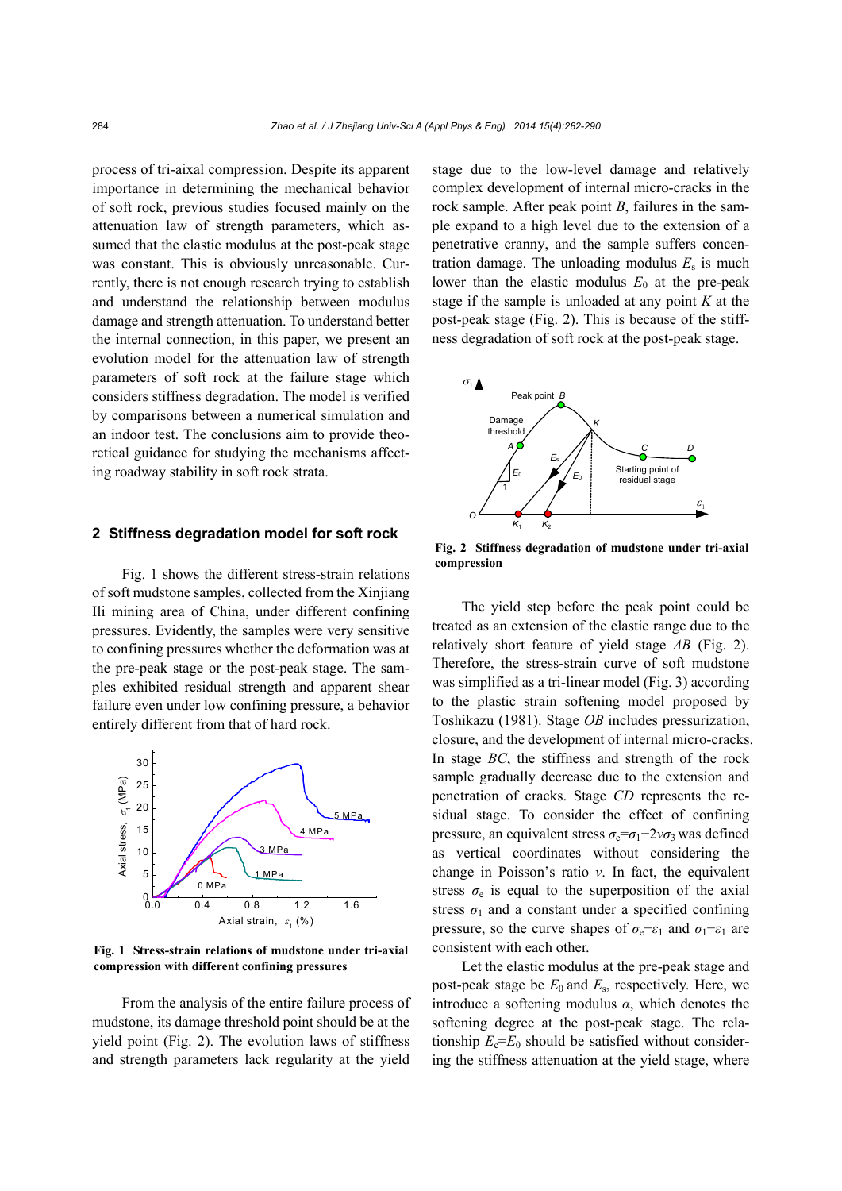process of tri-aixal compression. Despite its apparent importance in determining the mechanical behavior of soft rock, previous studies focused mainly on the attenuation law of strength parameters, which assumed that the elastic modulus at the post-peak stage was constant. This is obviously unreasonable. Currently, there is not enough research trying to establish and understand the relationship between modulus damage and strength attenuation. To understand better the internal connection, in this paper, we present an evolution model for the attenuation law of strength parameters of soft rock at the failure stage which considers stiffness degradation. The model is verified by comparisons between a numerical simulation and an indoor test. The conclusions aim to provide theoretical guidance for studying the mechanisms affecting roadway stability in soft rock strata.

## 2 Stiffness degradation model for soft rock

Fig. 1 shows the different stress-strain relations of soft mudstone samples, collected from the Xinjiang Ili mining area of China, under different confining pressures. Evidently, the samples were very sensitive to confining pressures whether the deformation was at the pre-peak stage or the post-peak stage. The samples exhibited residual strength and apparent shear failure even under low confining pressure, a behavior entirely different from that of hard rock.

**Fig. 1 Stress-strain relations of mudstone under tri-axial compression with different confining pressures**

From the analysis of the entire failure process of mudstone, its damage threshold point should be at the yield point (Fig. 2). The evolution laws of stiffness and strength parameters lack regularity at the yield stage due to the low-level damage and relatively complex development of internal micro-cracks in the rock sample. After peak point *B*, failures in the sample expand to a high level due to the extension of a penetrative cranny, and the sample suffers concentration damage. The unloading modulus $E_s$ is much lower than the elastic modulus $E_0$ at the pre-peak stage if the sample is unloaded at any point *K* at the post-peak stage (Fig. 2). This is because of the stiffness degradation of soft rock at the post-peak stage.

**Fig. 2 Stiffness degradation of mudstone under tri-axial compression**

The yield step before the peak point could be treated as an extension of the elastic range due to the relatively short feature of yield stage *AB* (Fig. 2). Therefore, the stress-strain curve of soft mudstone was simplified as a tri-linear model (Fig. 3) according to the plastic strain softening model proposed by Toshikazu (1981). Stage *OB* includes pressurization, closure, and the development of internal micro-cracks. In stage *BC*, the stiffness and strength of the rock sample gradually decrease due to the extension and penetration of cracks. Stage *CD* represents the residual stage. To consider the effect of confining pressure, an equivalent stress $\sigma_e=\sigma_1-2\nu\sigma_3$ was defined as vertical coordinates without considering the change in Poisson's ratio $\nu$. In fact, the equivalent stress $\sigma_e$ is equal to the superposition of the axial stress $\sigma_1$ and a constant under a specified confining pressure, so the curve shapes of $\sigma_e$–$\varepsilon_1$ and $\sigma_1$–$\varepsilon_1$ are consistent with each other.

Let the elastic modulus at the pre-peak stage and post-peak stage be $E_0$ and $E_s$, respectively. Here, we introduce a softening modulus $\alpha$, which denotes the softening degree at the post-peak stage. The relationship $E_c=E_0$ should be satisfied without considering the stiffness attenuation at the yield stage, where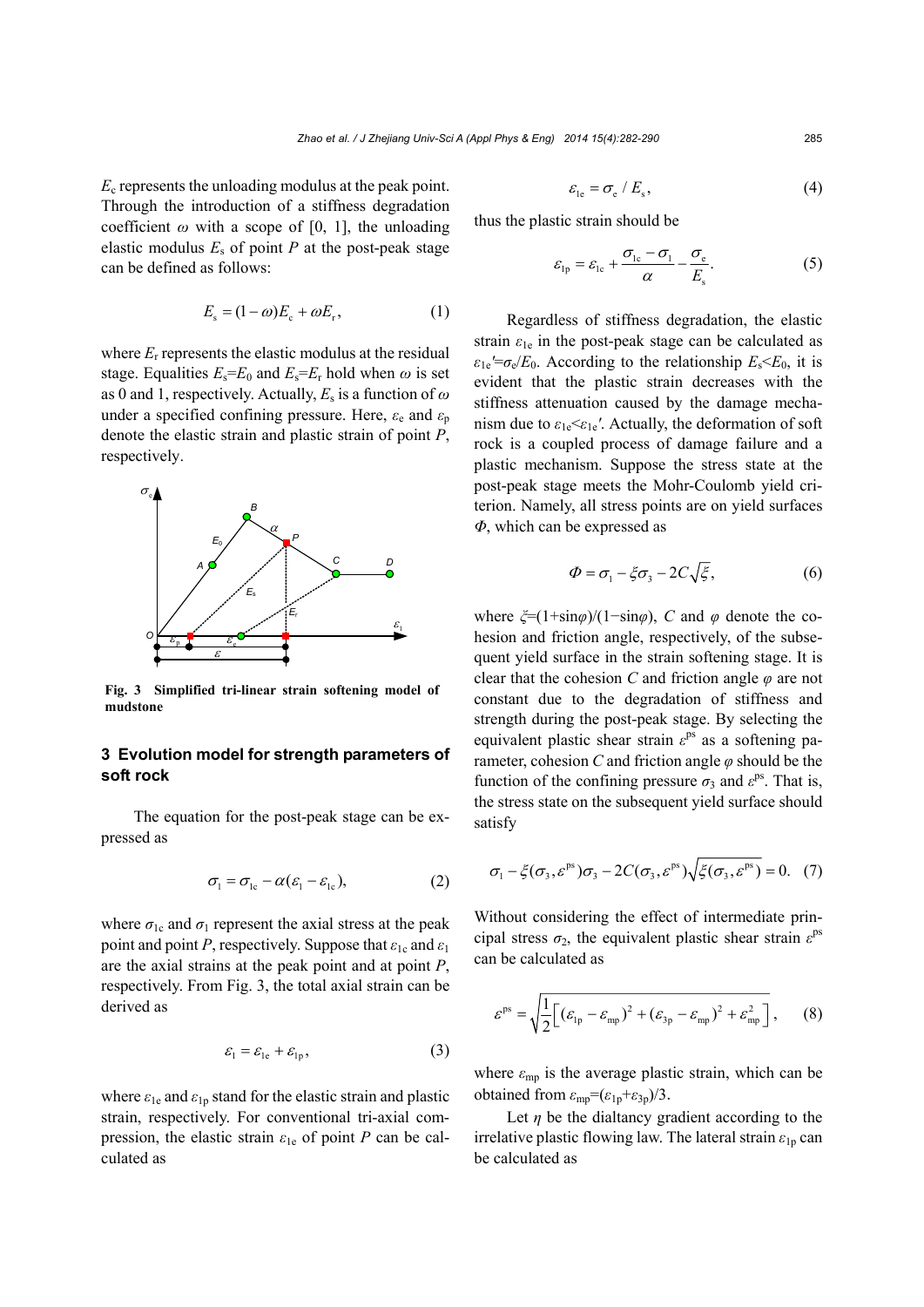$E_c$ represents the unloading modulus at the peak point. Through the introduction of a stiffness degradation coefficient $\omega$ with a scope of [0, 1], the unloading elastic modulus $E_s$ of point $P$ at the post-peak stage can be defined as follows:

$$E_s = (1-\omega)E_c + \omega E_r, \tag{1}$$

where $E_r$ represents the elastic modulus at the residual stage. Equalities $E_s$=$E_0$ and $E_s$=$E_r$ hold when $\omega$ is set as 0 and 1, respectively. Actually, $E_s$ is a function of $\omega$ under a specified confining pressure. Here, $\varepsilon_e$ and $\varepsilon_p$ denote the elastic strain and plastic strain of point $P$, respectively.

**Fig. 3 Simplified tri-linear strain softening model of mudstone**

## 3 Evolution model for strength parameters of soft rock

The equation for the post-peak stage can be expressed as

$$\sigma_1 = \sigma_{1c} - \alpha(\varepsilon_1 - \varepsilon_{1c}), \tag{2}$$

where $\sigma_{1c}$ and $\sigma_1$ represent the axial stress at the peak point and point $P$, respectively. Suppose that $\varepsilon_{1c}$ and $\varepsilon_1$ are the axial strains at the peak point and at point $P$, respectively. From Fig. 3, the total axial strain can be derived as

$$\varepsilon_1 = \varepsilon_{1e} + \varepsilon_{1p}, \tag{3}$$

where $\varepsilon_{1e}$ and $\varepsilon_{1p}$ stand for the elastic strain and plastic strain, respectively. For conventional tri-axial compression, the elastic strain $\varepsilon_{1e}$ of point $P$ can be calculated as

$$\varepsilon_{1e} = \sigma_e / E_s, \tag{4}$$

thus the plastic strain should be

$$\varepsilon_{1p} = \varepsilon_{1c} + \frac{\sigma_{1c} - \sigma_1}{\alpha} - \frac{\sigma_e}{E_s}. \tag{5}$$

Regardless of stiffness degradation, the elastic strain $\varepsilon_{1e}$ in the post-peak stage can be calculated as $\varepsilon_{1e}'=\sigma_e/E_0$. According to the relationship $E_s<E_0$, it is evident that the plastic strain decreases with the stiffness attenuation caused by the damage mechanism due to $\varepsilon_{1e}<\varepsilon_{1e}'$. Actually, the deformation of soft rock is a coupled process of damage failure and a plastic mechanism. Suppose the stress state at the post-peak stage meets the Mohr-Coulomb yield criterion. Namely, all stress points are on yield surfaces $\Phi$, which can be expressed as

$$\Phi = \sigma_1 - \xi\sigma_3 - 2C\sqrt{\xi}, \tag{6}$$

where $\xi$=(1+sin$\varphi$)/(1−sin$\varphi$), $C$ and $\varphi$ denote the cohesion and friction angle, respectively, of the subsequent yield surface in the strain softening stage. It is clear that the cohesion $C$ and friction angle $\varphi$ are not constant due to the degradation of stiffness and strength during the post-peak stage. By selecting the equivalent plastic shear strain $\varepsilon^{ps}$ as a softening parameter, cohesion $C$ and friction angle $\varphi$ should be the function of the confining pressure $\sigma_3$ and $\varepsilon^{ps}$. That is, the stress state on the subsequent yield surface should satisfy

$$\sigma_1 - \xi(\sigma_3, \varepsilon^{ps})\sigma_3 - 2C(\sigma_3, \varepsilon^{ps})\sqrt{\xi(\sigma_3, \varepsilon^{ps})} = 0. \tag{7}$$

Without considering the effect of intermediate principal stress $\sigma_2$, the equivalent plastic shear strain $\varepsilon^{ps}$ can be calculated as

$$\varepsilon^{ps} = \sqrt{\frac{1}{2}\left[(\varepsilon_{1p} - \varepsilon_{mp})^2 + (\varepsilon_{3p} - \varepsilon_{mp})^2 + \varepsilon_{mp}^2\right]}, \tag{8}$$

where $\varepsilon_{mp}$ is the average plastic strain, which can be obtained from $\varepsilon_{mp}$=($\varepsilon_{1p}$+$\varepsilon_{3p}$)/3.

Let $\eta$ be the dialtancy gradient according to the irrelative plastic flowing law. The lateral strain $\varepsilon_{1p}$ can be calculated as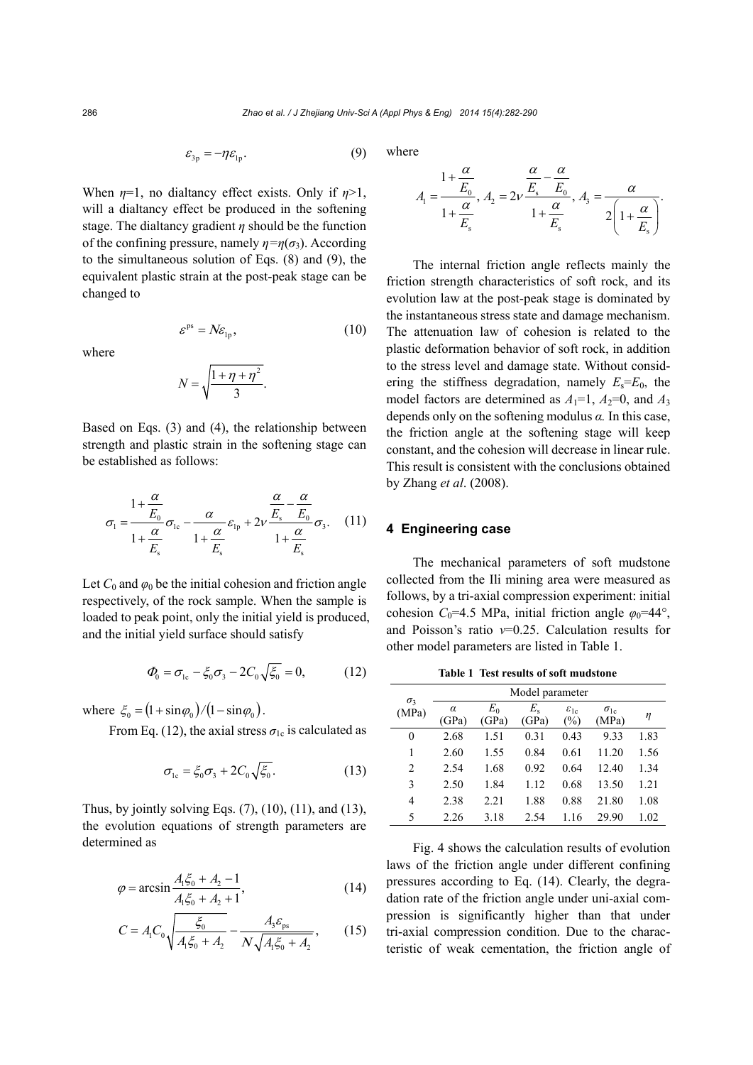$$\varepsilon_{3\mathrm{p}} = -\eta \varepsilon_{1\mathrm{p}}. \tag{9}$$

When $\eta$=1, no dialtancy effect exists. Only if $\eta$>1, will a dialtancy effect be produced in the softening stage. The dialtancy gradient $\eta$ should be the function of the confining pressure, namely $\eta=\eta(\sigma_3)$. According to the simultaneous solution of Eqs. (8) and (9), the equivalent plastic strain at the post-peak stage can be changed to

$$\varepsilon^{\mathrm{ps}} = N\varepsilon_{1\mathrm{p}}, \tag{10}$$

where

$$N = \sqrt{\frac{1+\eta+\eta^2}{3}}.$$

Based on Eqs. (3) and (4), the relationship between strength and plastic strain in the softening stage can be established as follows:

$$\sigma_1 = \frac{1+\dfrac{\alpha}{E_0}}{1+\dfrac{\alpha}{E_\mathrm{s}}}\sigma_{1\mathrm{c}} - \frac{\alpha}{1+\dfrac{\alpha}{E_\mathrm{s}}}\varepsilon_{1\mathrm{p}} + 2\nu\frac{\dfrac{\alpha}{E_\mathrm{s}}-\dfrac{\alpha}{E_0}}{1+\dfrac{\alpha}{E_\mathrm{s}}}\sigma_3. \tag{11}$$

Let $C_0$ and $\varphi_0$ be the initial cohesion and friction angle respectively, of the rock sample. When the sample is loaded to peak point, only the initial yield is produced, and the initial yield surface should satisfy

$$\Phi_0 = \sigma_{1\mathrm{c}} - \xi_0\sigma_3 - 2C_0\sqrt{\xi_0} = 0, \tag{12}$$

where $\xi_0 = (1+\sin\varphi_0)/(1-\sin\varphi_0)$.

From Eq. (12), the axial stress $\sigma_{1\mathrm{c}}$ is calculated as

$$\sigma_{1\mathrm{c}} = \xi_0\sigma_3 + 2C_0\sqrt{\xi_0}. \tag{13}$$

Thus, by jointly solving Eqs. (7), (10), (11), and (13), the evolution equations of strength parameters are determined as

$$\varphi = \arcsin\frac{A_1\xi_0 + A_2 - 1}{A_1\xi_0 + A_2 + 1}, \tag{14}$$

$$C = A_1C_0\sqrt{\frac{\xi_0}{A_1\xi_0 + A_2}} - \frac{A_3\varepsilon_{\mathrm{ps}}}{N\sqrt{A_1\xi_0 + A_2}}, \tag{15}$$

where

$$A_1 = \frac{1+\dfrac{\alpha}{E_0}}{1+\dfrac{\alpha}{E_\mathrm{s}}},\ A_2 = 2\nu\frac{\dfrac{\alpha}{E_\mathrm{s}}-\dfrac{\alpha}{E_0}}{1+\dfrac{\alpha}{E_\mathrm{s}}},\ A_3 = \frac{\alpha}{2\left(1+\dfrac{\alpha}{E_\mathrm{s}}\right)}.$$

The internal friction angle reflects mainly the friction strength characteristics of soft rock, and its evolution law at the post-peak stage is dominated by the instantaneous stress state and damage mechanism. The attenuation law of cohesion is related to the plastic deformation behavior of soft rock, in addition to the stress level and damage state. Without considering the stiffness degradation, namely $E_\mathrm{s}=E_0$, the model factors are determined as $A_1$=1, $A_2$=0, and $A_3$ depends only on the softening modulus $\alpha$. In this case, the friction angle at the softening stage will keep constant, and the cohesion will decrease in linear rule. This result is consistent with the conclusions obtained by Zhang *et al*. (2008).

## 4 Engineering case

The mechanical parameters of soft mudstone collected from the Ili mining area were measured as follows, by a tri-axial compression experiment: initial cohesion $C_0$=4.5 MPa, initial friction angle $\varphi_0$=44°, and Poisson's ratio $\nu$=0.25. Calculation results for other model parameters are listed in Table 1.

**Table 1 Test results of soft mudstone**

| $\sigma_3$ (MPa) | Model parameter | | | | | |
|---|---|---|---|---|---|---|
| | $\alpha$ (GPa) | $E_0$ (GPa) | $E_\mathrm{s}$ (GPa) | $\varepsilon_{1\mathrm{c}}$ (%) | $\sigma_{1\mathrm{c}}$ (MPa) | $\eta$ |
| 0 | 2.68 | 1.51 | 0.31 | 0.43 | 9.33 | 1.83 |
| 1 | 2.60 | 1.55 | 0.84 | 0.61 | 11.20 | 1.56 |
| 2 | 2.54 | 1.68 | 0.92 | 0.64 | 12.40 | 1.34 |
| 3 | 2.50 | 1.84 | 1.12 | 0.68 | 13.50 | 1.21 |
| 4 | 2.38 | 2.21 | 1.88 | 0.88 | 21.80 | 1.08 |
| 5 | 2.26 | 3.18 | 2.54 | 1.16 | 29.90 | 1.02 |

Fig. 4 shows the calculation results of evolution laws of the friction angle under different confining pressures according to Eq. (14). Clearly, the degradation rate of the friction angle under uni-axial compression is significantly higher than that under tri-axial compression condition. Due to the characteristic of weak cementation, the friction angle of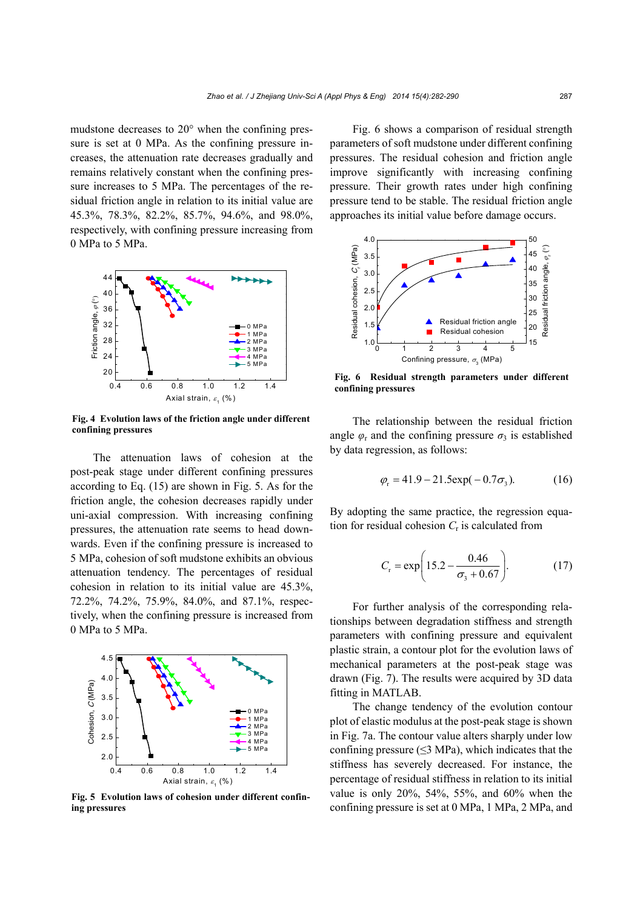mudstone decreases to 20° when the confining pressure is set at 0 MPa. As the confining pressure increases, the attenuation rate decreases gradually and remains relatively constant when the confining pressure increases to 5 MPa. The percentages of the residual friction angle in relation to its initial value are 45.3%, 78.3%, 82.2%, 85.7%, 94.6%, and 98.0%, respectively, with confining pressure increasing from 0 MPa to 5 MPa.

**Fig. 4 Evolution laws of the friction angle under different confining pressures**

The attenuation laws of cohesion at the post-peak stage under different confining pressures according to Eq. (15) are shown in Fig. 5. As for the friction angle, the cohesion decreases rapidly under uni-axial compression. With increasing confining pressures, the attenuation rate seems to head downwards. Even if the confining pressure is increased to 5 MPa, cohesion of soft mudstone exhibits an obvious attenuation tendency. The percentages of residual cohesion in relation to its initial value are 45.3%, 72.2%, 74.2%, 75.9%, 84.0%, and 87.1%, respectively, when the confining pressure is increased from 0 MPa to 5 MPa.

**Fig. 5 Evolution laws of cohesion under different confining pressures**

Fig. 6 shows a comparison of residual strength parameters of soft mudstone under different confining pressures. The residual cohesion and friction angle improve significantly with increasing confining pressure. Their growth rates under high confining pressure tend to be stable. The residual friction angle approaches its initial value before damage occurs.

**Fig. 6 Residual strength parameters under different confining pressures**

The relationship between the residual friction angle $\varphi_r$ and the confining pressure $\sigma_3$ is established by data regression, as follows:

$$\varphi_r = 41.9 - 21.5\exp(-0.7\sigma_3). \tag{16}$$

By adopting the same practice, the regression equation for residual cohesion $C_r$ is calculated from

$$C_r = \exp\left(15.2 - \frac{0.46}{\sigma_3 + 0.67}\right). \tag{17}$$

For further analysis of the corresponding relationships between degradation stiffness and strength parameters with confining pressure and equivalent plastic strain, a contour plot for the evolution laws of mechanical parameters at the post-peak stage was drawn (Fig. 7). The results were acquired by 3D data fitting in MATLAB.

The change tendency of the evolution contour plot of elastic modulus at the post-peak stage is shown in Fig. 7a. The contour value alters sharply under low confining pressure (≤3 MPa), which indicates that the stiffness has severely decreased. For instance, the percentage of residual stiffness in relation to its initial value is only 20%, 54%, 55%, and 60% when the confining pressure is set at 0 MPa, 1 MPa, 2 MPa, and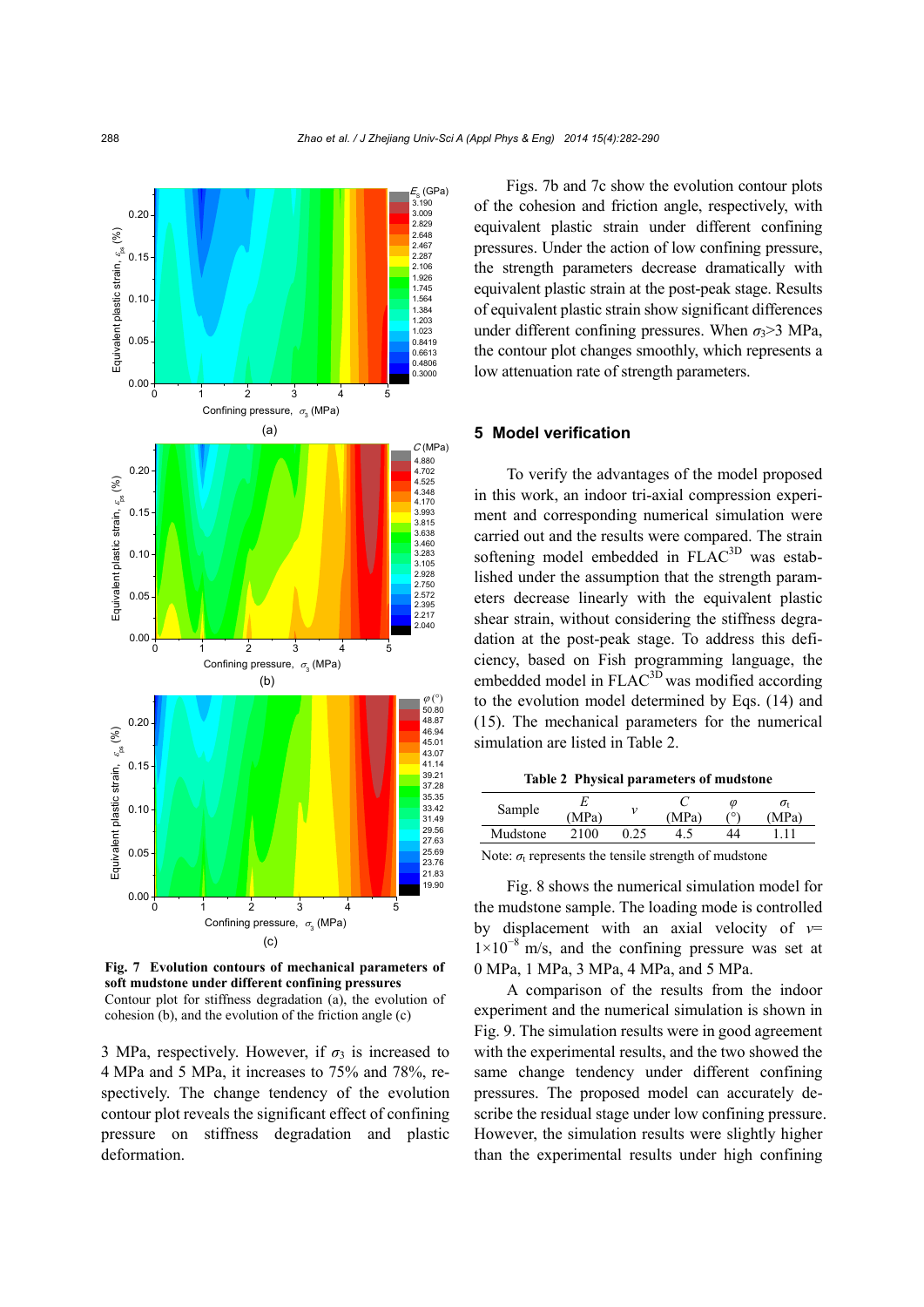Fig. 7 Evolution contours of mechanical parameters of soft mudstone under different confining pressures

Contour plot for stiffness degradation (a), the evolution of cohesion (b), and the evolution of the friction angle (c)

3 MPa, respectively. However, if $\sigma_3$ is increased to 4 MPa and 5 MPa, it increases to 75% and 78%, respectively. The change tendency of the evolution contour plot reveals the significant effect of confining pressure on stiffness degradation and plastic deformation.

Figs. 7b and 7c show the evolution contour plots of the cohesion and friction angle, respectively, with equivalent plastic strain under different confining pressures. Under the action of low confining pressure, the strength parameters decrease dramatically with equivalent plastic strain at the post-peak stage. Results of equivalent plastic strain show significant differences under different confining pressures. When $\sigma_3$>3 MPa, the contour plot changes smoothly, which represents a low attenuation rate of strength parameters.

## 5 Model verification

To verify the advantages of the model proposed in this work, an indoor tri-axial compression experiment and corresponding numerical simulation were carried out and the results were compared. The strain softening model embedded in FLAC$^{3D}$ was established under the assumption that the strength parameters decrease linearly with the equivalent plastic shear strain, without considering the stiffness degradation at the post-peak stage. To address this deficiency, based on Fish programming language, the embedded model in FLAC$^{3D}$ was modified according to the evolution model determined by Eqs. (14) and (15). The mechanical parameters for the numerical simulation are listed in Table 2.

**Table 2 Physical parameters of mudstone**

| Sample | $E$ (MPa) | $v$ | $C$ (MPa) | $\varphi$ (°) | $\sigma_t$ (MPa) |
|---|---|---|---|---|---|
| Mudstone | 2100 | 0.25 | 4.5 | 44 | 1.11 |

Note: $\sigma_t$ represents the tensile strength of mudstone

Fig. 8 shows the numerical simulation model for the mudstone sample. The loading mode is controlled by displacement with an axial velocity of $v$=$1\times10^{-8}$ m/s, and the confining pressure was set at 0 MPa, 1 MPa, 3 MPa, 4 MPa, and 5 MPa.

A comparison of the results from the indoor experiment and the numerical simulation is shown in Fig. 9. The simulation results were in good agreement with the experimental results, and the two showed the same change tendency under different confining pressures. The proposed model can accurately describe the residual stage under low confining pressure. However, the simulation results were slightly higher than the experimental results under high confining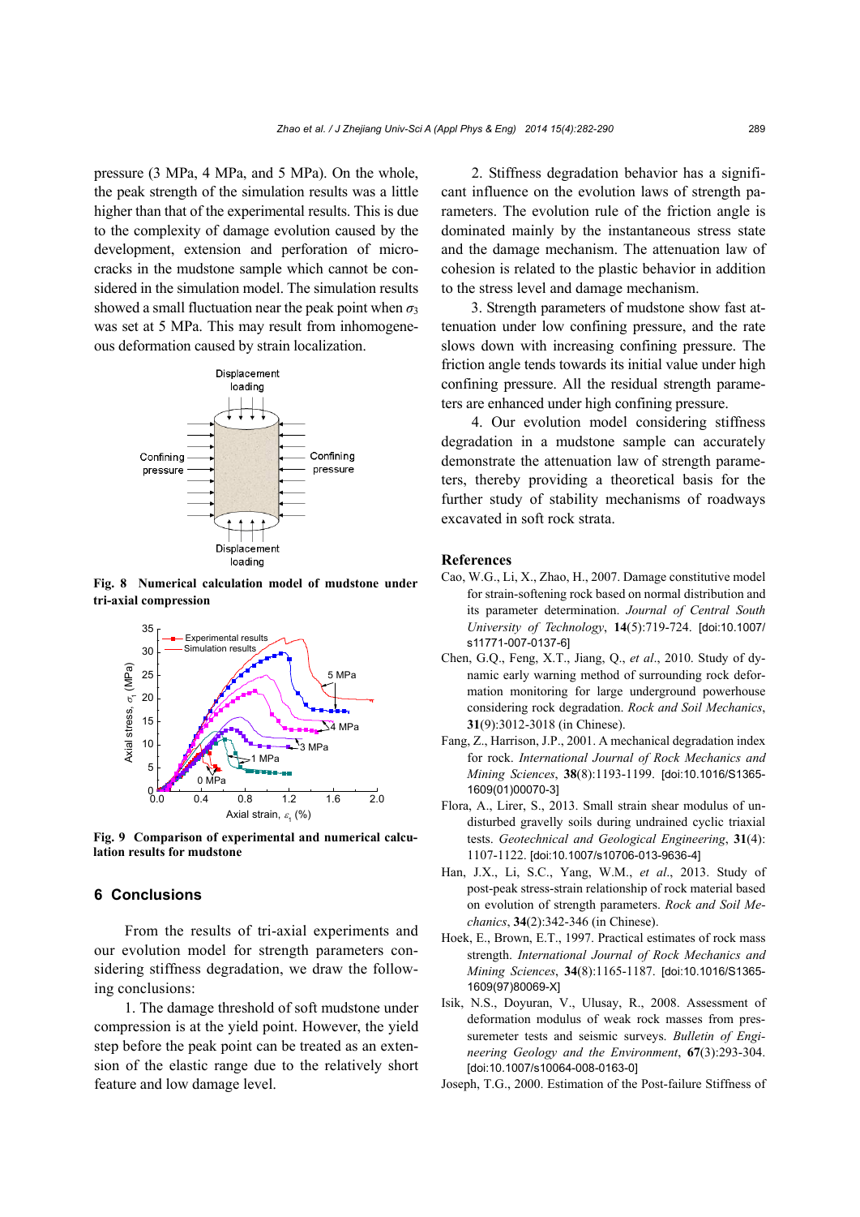pressure (3 MPa, 4 MPa, and 5 MPa). On the whole, the peak strength of the simulation results was a little higher than that of the experimental results. This is due to the complexity of damage evolution caused by the development, extension and perforation of micro-cracks in the mudstone sample which cannot be considered in the simulation model. The simulation results showed a small fluctuation near the peak point when $\sigma_3$ was set at 5 MPa. This may result from inhomogeneous deformation caused by strain localization.

**Fig. 8 Numerical calculation model of mudstone under tri-axial compression**

**Fig. 9 Comparison of experimental and numerical calculation results for mudstone**

## 6 Conclusions

From the results of tri-axial experiments and our evolution model for strength parameters considering stiffness degradation, we draw the following conclusions:

1. The damage threshold of soft mudstone under compression is at the yield point. However, the yield step before the peak point can be treated as an extension of the elastic range due to the relatively short feature and low damage level.

2. Stiffness degradation behavior has a significant influence on the evolution laws of strength parameters. The evolution rule of the friction angle is dominated mainly by the instantaneous stress state and the damage mechanism. The attenuation law of cohesion is related to the plastic behavior in addition to the stress level and damage mechanism.

3. Strength parameters of mudstone show fast attenuation under low confining pressure, and the rate slows down with increasing confining pressure. The friction angle tends towards its initial value under high confining pressure. All the residual strength parameters are enhanced under high confining pressure.

4. Our evolution model considering stiffness degradation in a mudstone sample can accurately demonstrate the attenuation law of strength parameters, thereby providing a theoretical basis for the further study of stability mechanisms of roadways excavated in soft rock strata.

## References

Cao, W.G., Li, X., Zhao, H., 2007. Damage constitutive model for strain-softening rock based on normal distribution and its parameter determination. *Journal of Central South University of Technology*, **14**(5):719-724. [doi:10.1007/s11771-007-0137-6]

Chen, G.Q., Feng, X.T., Jiang, Q., *et al*., 2010. Study of dynamic early warning method of surrounding rock deformation monitoring for large underground powerhouse considering rock degradation. *Rock and Soil Mechanics*, **31**(9):3012-3018 (in Chinese).

Fang, Z., Harrison, J.P., 2001. A mechanical degradation index for rock. *International Journal of Rock Mechanics and Mining Sciences*, **38**(8):1193-1199. [doi:10.1016/S1365-1609(01)00070-3]

Flora, A., Lirer, S., 2013. Small strain shear modulus of undisturbed gravelly soils during undrained cyclic triaxial tests. *Geotechnical and Geological Engineering*, **31**(4): 1107-1122. [doi:10.1007/s10706-013-9636-4]

Han, J.X., Li, S.C., Yang, W.M., *et al*., 2013. Study of post-peak stress-strain relationship of rock material based on evolution of strength parameters. *Rock and Soil Mechanics*, **34**(2):342-346 (in Chinese).

Hoek, E., Brown, E.T., 1997. Practical estimates of rock mass strength. *International Journal of Rock Mechanics and Mining Sciences*, **34**(8):1165-1187. [doi:10.1016/S1365-1609(97)80069-X]

Isik, N.S., Doyuran, V., Ulusay, R., 2008. Assessment of deformation modulus of weak rock masses from pressuremeter tests and seismic surveys. *Bulletin of Engineering Geology and the Environment*, **67**(3):293-304. [doi:10.1007/s10064-008-0163-0]

Joseph, T.G., 2000. Estimation of the Post-failure Stiffness of